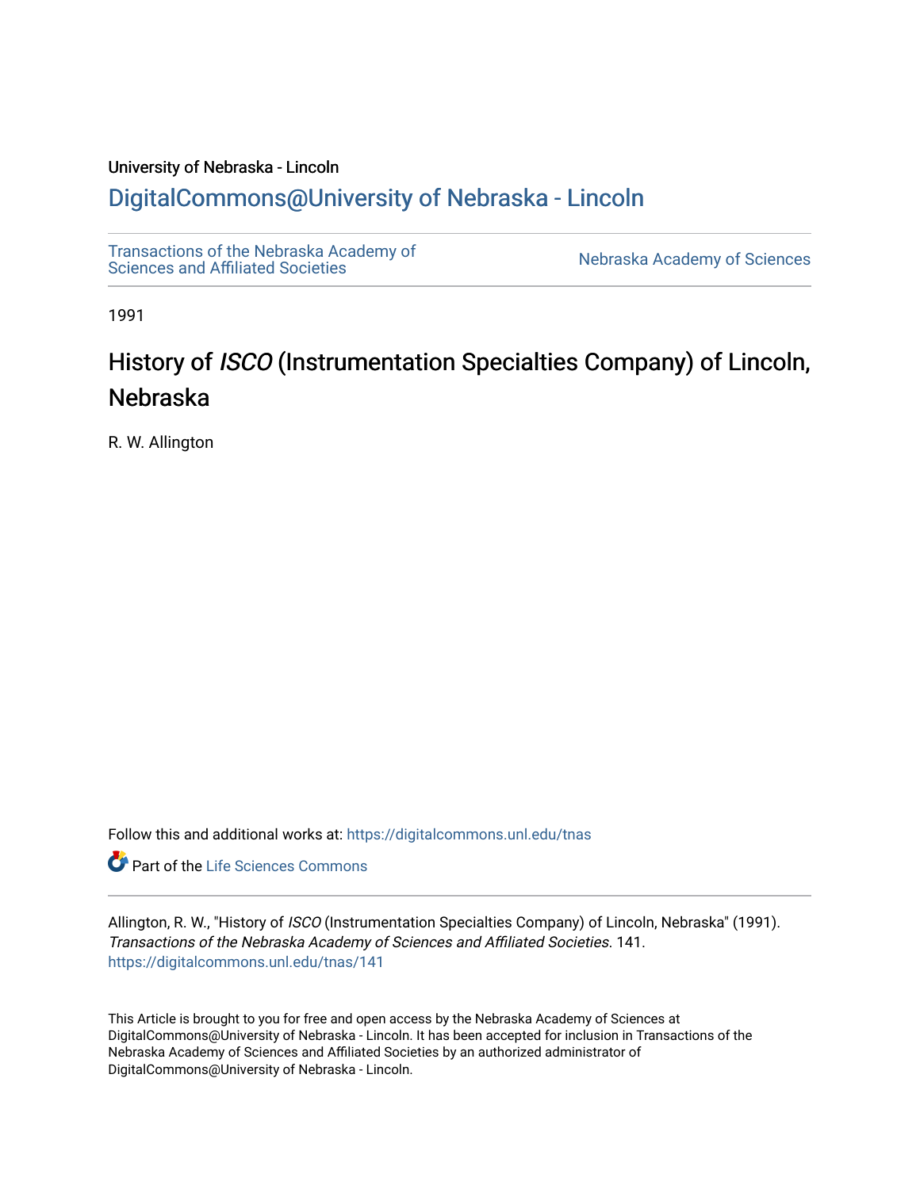University of Nebraska - Lincoln

# DigitalCommons@University of Nebraska - Lincoln

Transactions of the Nebraska Academy of Sciences and Affiliated Societies | Nebraska Academy of Sciences

1991

## History of *ISCO* (Instrumentation Specialties Company) of Lincoln, Nebraska

R. W. Allington

Follow this and additional works at: https://digitalcommons.unl.edu/tnas

Part of the Life Sciences Commons

Allington, R. W., "History of *ISCO* (Instrumentation Specialties Company) of Lincoln, Nebraska" (1991). *Transactions of the Nebraska Academy of Sciences and Affiliated Societies*. 141.
https://digitalcommons.unl.edu/tnas/141

This Article is brought to you for free and open access by the Nebraska Academy of Sciences at DigitalCommons@University of Nebraska - Lincoln. It has been accepted for inclusion in Transactions of the Nebraska Academy of Sciences and Affiliated Societies by an authorized administrator of DigitalCommons@University of Nebraska - Lincoln.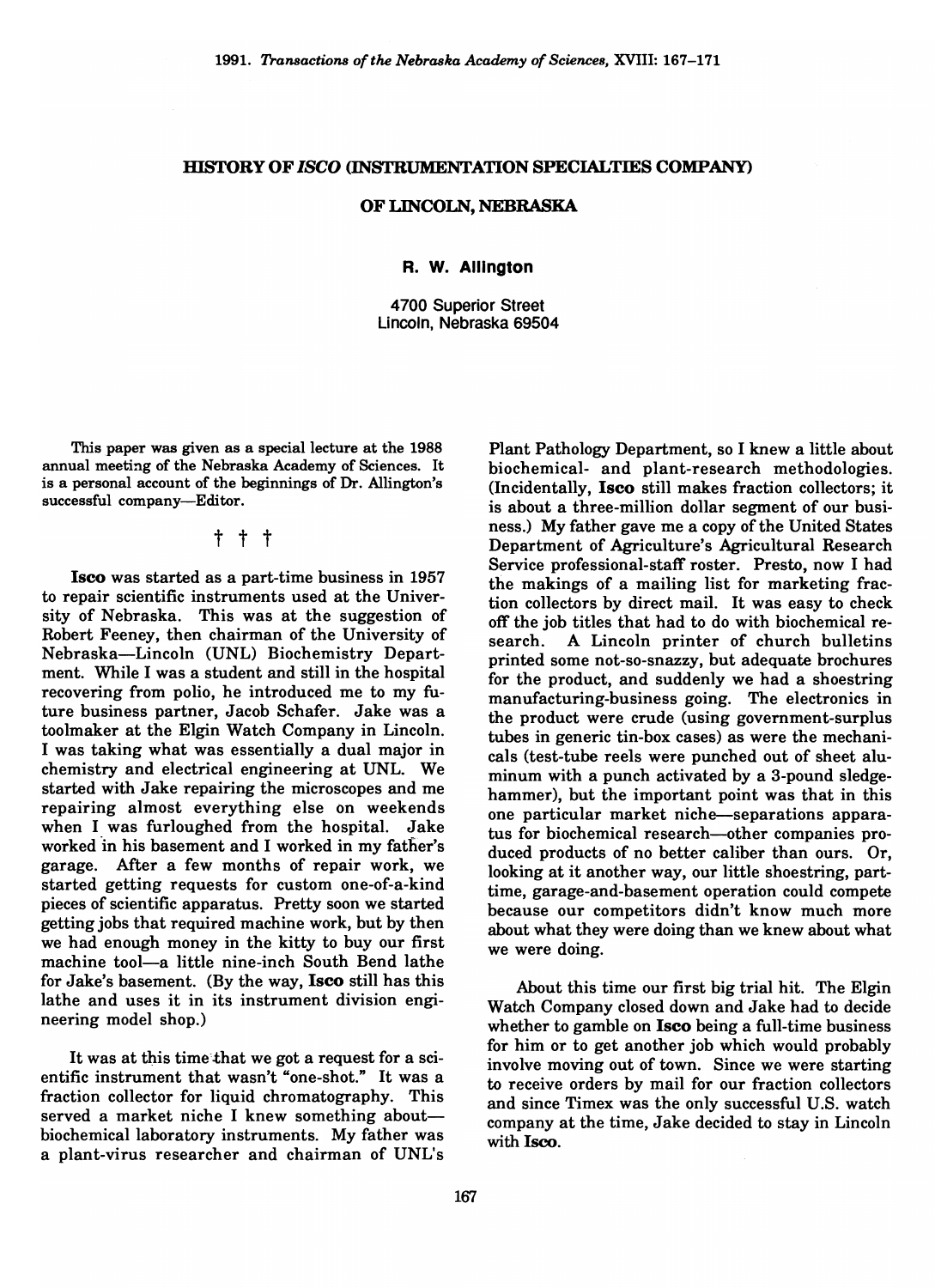# HISTORY OF *ISCO* (INSTRUMENTATION SPECIALTIES COMPANY) OF LINCOLN, NEBRASKA

**R. W. Allington**

4700 Superior Street
Lincoln, Nebraska 69504

This paper was given as a special lecture at the 1988 annual meeting of the Nebraska Academy of Sciences. It is a personal account of the beginnings of Dr. Allington's successful company—Editor.

† † †

**Isco** was started as a part-time business in 1957 to repair scientific instruments used at the University of Nebraska. This was at the suggestion of Robert Feeney, then chairman of the University of Nebraska—Lincoln (UNL) Biochemistry Department. While I was a student and still in the hospital recovering from polio, he introduced me to my future business partner, Jacob Schafer. Jake was a toolmaker at the Elgin Watch Company in Lincoln. I was taking what was essentially a dual major in chemistry and electrical engineering at UNL. We started with Jake repairing the microscopes and me repairing almost everything else on weekends when I was furloughed from the hospital. Jake worked in his basement and I worked in my father's garage. After a few months of repair work, we started getting requests for custom one-of-a-kind pieces of scientific apparatus. Pretty soon we started getting jobs that required machine work, but by then we had enough money in the kitty to buy our first machine tool—a little nine-inch South Bend lathe for Jake's basement. (By the way, **Isco** still has this lathe and uses it in its instrument division engineering model shop.)

It was at this time that we got a request for a scientific instrument that wasn't "one-shot." It was a fraction collector for liquid chromatography. This served a market niche I knew something about—biochemical laboratory instruments. My father was a plant-virus researcher and chairman of UNL's Plant Pathology Department, so I knew a little about biochemical- and plant-research methodologies. (Incidentally, **Isco** still makes fraction collectors; it is about a three-million dollar segment of our business.) My father gave me a copy of the United States Department of Agriculture's Agricultural Research Service professional-staff roster. Presto, now I had the makings of a mailing list for marketing fraction collectors by direct mail. It was easy to check off the job titles that had to do with biochemical research. A Lincoln printer of church bulletins printed some not-so-snazzy, but adequate brochures for the product, and suddenly we had a shoestring manufacturing-business going. The electronics in the product were crude (using government-surplus tubes in generic tin-box cases) as were the mechanicals (test-tube reels were punched out of sheet aluminum with a punch activated by a 3-pound sledgehammer), but the important point was that in this one particular market niche—separations apparatus for biochemical research—other companies produced products of no better caliber than ours. Or, looking at it another way, our little shoestring, part-time, garage-and-basement operation could compete because our competitors didn't know much more about what they were doing than we knew about what we were doing.

About this time our first big trial hit. The Elgin Watch Company closed down and Jake had to decide whether to gamble on **Isco** being a full-time business for him or to get another job which would probably involve moving out of town. Since we were starting to receive orders by mail for our fraction collectors and since Timex was the only successful U.S. watch company at the time, Jake decided to stay in Lincoln with **Isco**.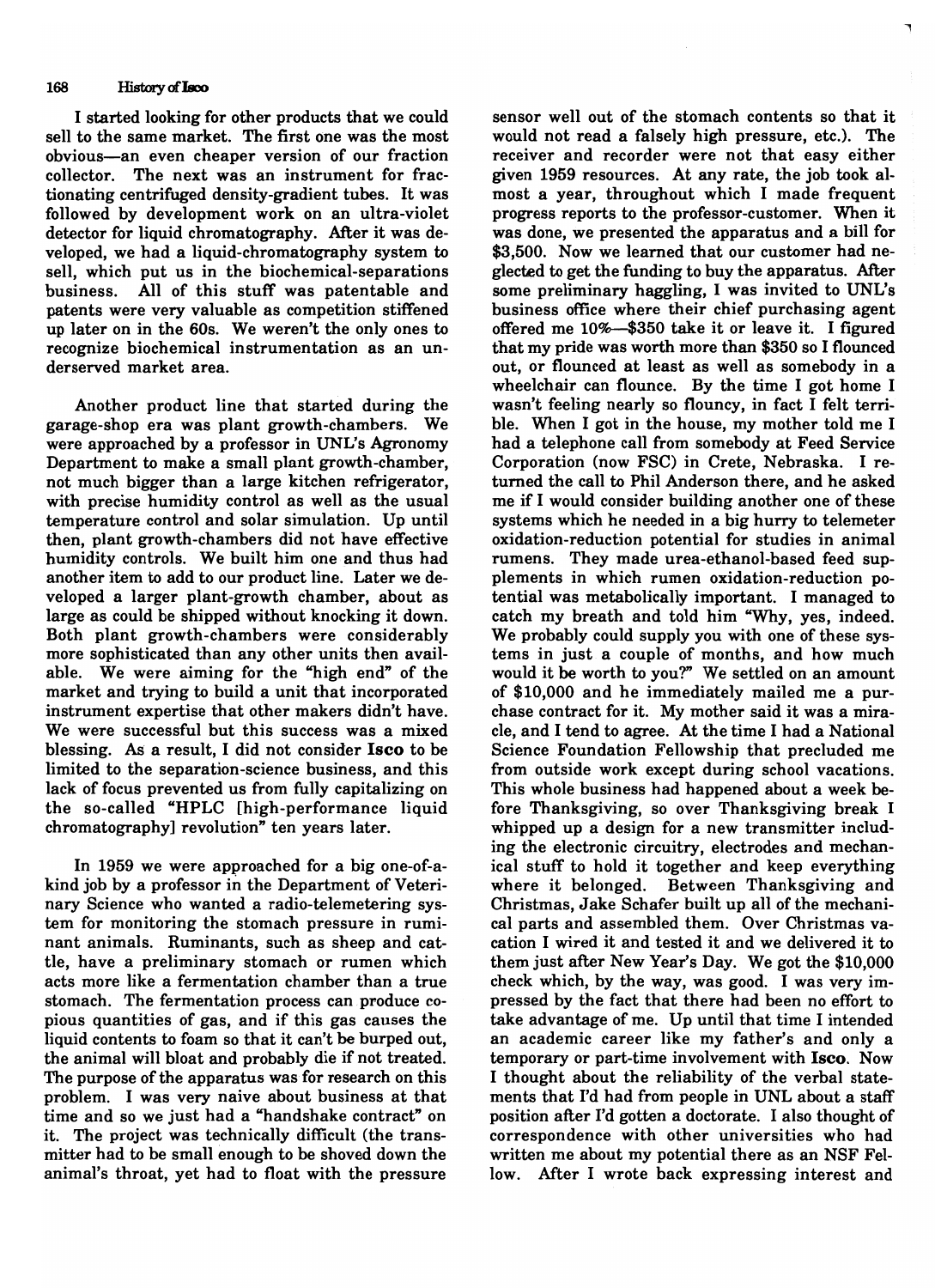I started looking for other products that we could sell to the same market. The first one was the most obvious—an even cheaper version of our fraction collector. The next was an instrument for fractionating centrifuged density-gradient tubes. It was followed by development work on an ultra-violet detector for liquid chromatography. After it was developed, we had a liquid-chromatography system to sell, which put us in the biochemical-separations business. All of this stuff was patentable and patents were very valuable as competition stiffened up later on in the 60s. We weren't the only ones to recognize biochemical instrumentation as an underserved market area.

Another product line that started during the garage-shop era was plant growth-chambers. We were approached by a professor in UNL's Agronomy Department to make a small plant growth-chamber, not much bigger than a large kitchen refrigerator, with precise humidity control as well as the usual temperature control and solar simulation. Up until then, plant growth-chambers did not have effective humidity controls. We built him one and thus had another item to add to our product line. Later we developed a larger plant-growth chamber, about as large as could be shipped without knocking it down. Both plant growth-chambers were considerably more sophisticated than any other units then available. We were aiming for the "high end" of the market and trying to build a unit that incorporated instrument expertise that other makers didn't have. We were successful but this success was a mixed blessing. As a result, I did not consider **Isco** to be limited to the separation-science business, and this lack of focus prevented us from fully capitalizing on the so-called "HPLC [high-performance liquid chromatography] revolution" ten years later.

In 1959 we were approached for a big one-of-a-kind job by a professor in the Department of Veterinary Science who wanted a radio-telemetering system for monitoring the stomach pressure in ruminant animals. Ruminants, such as sheep and cattle, have a preliminary stomach or rumen which acts more like a fermentation chamber than a true stomach. The fermentation process can produce copious quantities of gas, and if this gas causes the liquid contents to foam so that it can't be burped out, the animal will bloat and probably die if not treated. The purpose of the apparatus was for research on this problem. I was very naive about business at that time and so we just had a "handshake contract" on it. The project was technically difficult (the transmitter had to be small enough to be shoved down the animal's throat, yet had to float with the pressure sensor well out of the stomach contents so that it would not read a falsely high pressure, etc.). The receiver and recorder were not that easy either given 1959 resources. At any rate, the job took almost a year, throughout which I made frequent progress reports to the professor-customer. When it was done, we presented the apparatus and a bill for $3,500. Now we learned that our customer had neglected to get the funding to buy the apparatus. After some preliminary haggling, I was invited to UNL's business office where their chief purchasing agent offered me 10%—$350 take it or leave it. I figured that my pride was worth more than $350 so I flounced out, or flounced at least as well as somebody in a wheelchair can flounce. By the time I got home I wasn't feeling nearly so flouncy, in fact I felt terrible. When I got in the house, my mother told me I had a telephone call from somebody at Feed Service Corporation (now FSC) in Crete, Nebraska. I returned the call to Phil Anderson there, and he asked me if I would consider building another one of these systems which he needed in a big hurry to telemeter oxidation-reduction potential for studies in animal rumens. They made urea-ethanol-based feed supplements in which rumen oxidation-reduction potential was metabolically important. I managed to catch my breath and told him "Why, yes, indeed. We probably could supply you with one of these systems in just a couple of months, and how much would it be worth to you?" We settled on an amount of $10,000 and he immediately mailed me a purchase contract for it. My mother said it was a miracle, and I tend to agree. At the time I had a National Science Foundation Fellowship that precluded me from outside work except during school vacations. This whole business had happened about a week before Thanksgiving, so over Thanksgiving break I whipped up a design for a new transmitter including the electronic circuitry, electrodes and mechanical stuff to hold it together and keep everything where it belonged. Between Thanksgiving and Christmas, Jake Schafer built up all of the mechanical parts and assembled them. Over Christmas vacation I wired it and tested it and we delivered it to them just after New Year's Day. We got the $10,000 check which, by the way, was good. I was very impressed by the fact that there had been no effort to take advantage of me. Up until that time I intended an academic career like my father's and only a temporary or part-time involvement with **Isco**. Now I thought about the reliability of the verbal statements that I'd had from people in UNL about a staff position after I'd gotten a doctorate. I also thought of correspondence with other universities who had written me about my potential there as an NSF Fellow. After I wrote back expressing interest and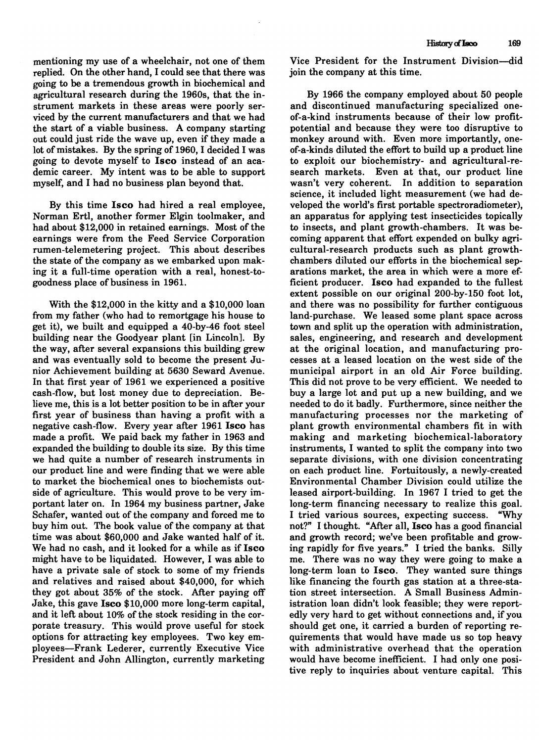mentioning my use of a wheelchair, not one of them replied. On the other hand, I could see that there was going to be a tremendous growth in biochemical and agricultural research during the 1960s, that the instrument markets in these areas were poorly serviced by the current manufacturers and that we had the start of a viable business. A company starting out could just ride the wave up, even if they made a lot of mistakes. By the spring of 1960, I decided I was going to devote myself to **Isco** instead of an academic career. My intent was to be able to support myself, and I had no business plan beyond that.

By this time **Isco** had hired a real employee, Norman Ertl, another former Elgin toolmaker, and had about $12,000 in retained earnings. Most of the earnings were from the Feed Service Corporation rumen-telemetering project. This about describes the state of the company as we embarked upon making it a full-time operation with a real, honest-to-goodness place of business in 1961.

With the $12,000 in the kitty and a $10,000 loan from my father (who had to remortgage his house to get it), we built and equipped a 40-by-46 foot steel building near the Goodyear plant [in Lincoln]. By the way, after several expansions this building grew and was eventually sold to become the present Junior Achievement building at 5630 Seward Avenue. In that first year of 1961 we experienced a positive cash-flow, but lost money due to depreciation. Believe me, this is a lot better position to be in after your first year of business than having a profit with a negative cash-flow. Every year after 1961 **Isco** has made a profit. We paid back my father in 1963 and expanded the building to double its size. By this time we had quite a number of research instruments in our product line and were finding that we were able to market the biochemical ones to biochemists outside of agriculture. This would prove to be very important later on. In 1964 my business partner, Jake Schafer, wanted out of the company and forced me to buy him out. The book value of the company at that time was about $60,000 and Jake wanted half of it. We had no cash, and it looked for a while as if **Isco** might have to be liquidated. However, I was able to have a private sale of stock to some of my friends and relatives and raised about $40,000, for which they got about 35% of the stock. After paying off Jake, this gave **Isco** $10,000 more long-term capital, and it left about 10% of the stock residing in the corporate treasury. This would prove useful for stock options for attracting key employees. Two key employees—Frank Lederer, currently Executive Vice President and John Allington, currently marketing Vice President for the Instrument Division—did join the company at this time.

By 1966 the company employed about 50 people and discontinued manufacturing specialized one-of-a-kind instruments because of their low profit-potential and because they were too disruptive to monkey around with. Even more importantly, one-of-a-kinds diluted the effort to build up a product line to exploit our biochemistry- and agricultural-research markets. Even at that, our product line wasn't very coherent. In addition to separation science, it included light measurement (we had developed the world's first portable spectroradiometer), an apparatus for applying test insecticides topically to insects, and plant growth-chambers. It was becoming apparent that effort expended on bulky agricultural-research products such as plant growth-chambers diluted our efforts in the biochemical separations market, the area in which were a more efficient producer. **Isco** had expanded to the fullest extent possible on our original 200-by-150 foot lot, and there was no possibility for further contiguous land-purchase. We leased some plant space across town and split up the operation with administration, sales, engineering, and research and development at the original location, and manufacturing processes at a leased location on the west side of the municipal airport in an old Air Force building. This did not prove to be very efficient. We needed to buy a large lot and put up a new building, and we needed to do it badly. Furthermore, since neither the manufacturing processes nor the marketing of plant growth environmental chambers fit in with making and marketing biochemical-laboratory instruments, I wanted to split the company into two separate divisions, with one division concentrating on each product line. Fortuitously, a newly-created Environmental Chamber Division could utilize the leased airport-building. In 1967 I tried to get the long-term financing necessary to realize this goal. I tried various sources, expecting success. "Why not?" I thought. "After all, **Isco** has a good financial and growth record; we've been profitable and growing rapidly for five years." I tried the banks. Silly me. There was no way they were going to make a long-term loan to **Isco**. They wanted sure things like financing the fourth gas station at a three-station street intersection. A Small Business Administration loan didn't look feasible; they were reportedly very hard to get without connections and, if you should get one, it carried a burden of reporting requirements that would have made us so top heavy with administrative overhead that the operation would have become inefficient. I had only one positive reply to inquiries about venture capital. This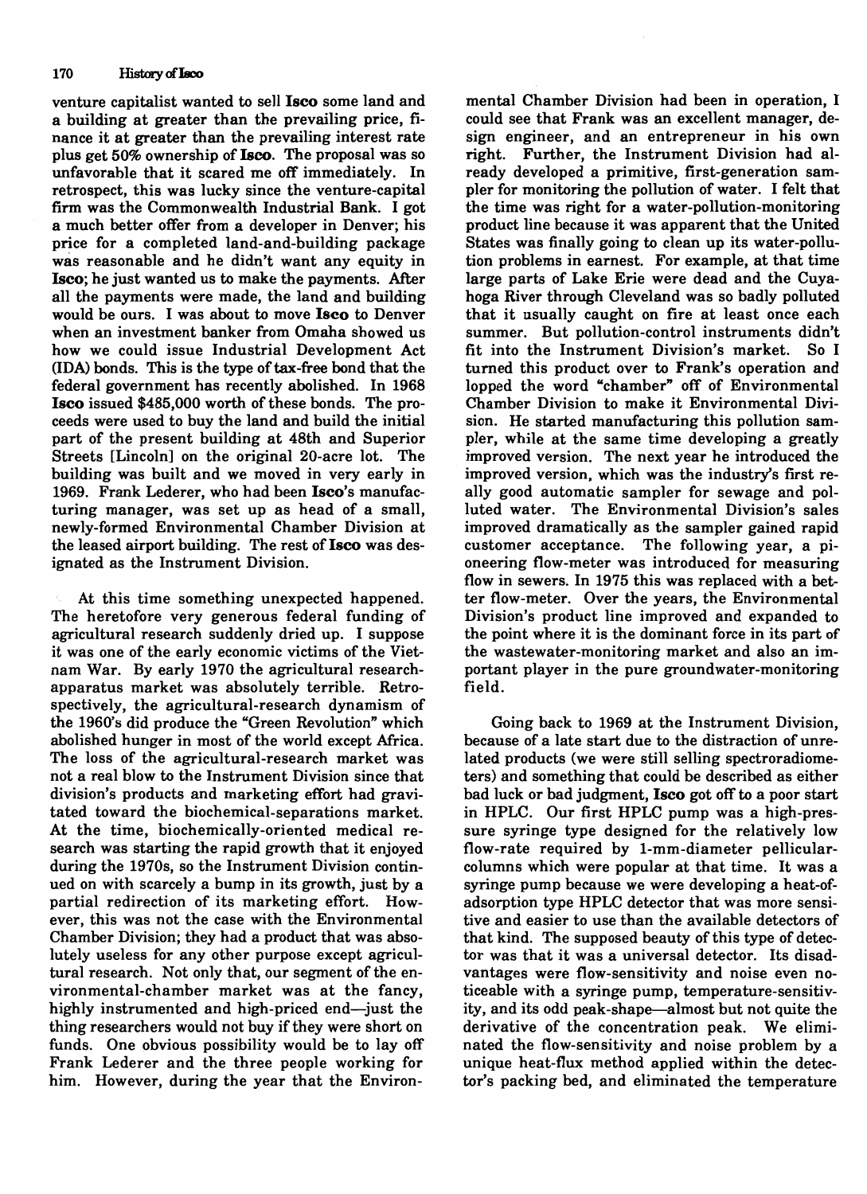venture capitalist wanted to sell **Isco** some land and a building at greater than the prevailing price, finance it at greater than the prevailing interest rate plus get 50% ownership of **Isco**. The proposal was so unfavorable that it scared me off immediately. In retrospect, this was lucky since the venture-capital firm was the Commonwealth Industrial Bank. I got a much better offer from a developer in Denver; his price for a completed land-and-building package was reasonable and he didn't want any equity in **Isco**; he just wanted us to make the payments. After all the payments were made, the land and building would be ours. I was about to move **Isco** to Denver when an investment banker from Omaha showed us how we could issue Industrial Development Act (IDA) bonds. This is the type of tax-free bond that the federal government has recently abolished. In 1968 **Isco** issued $485,000 worth of these bonds. The proceeds were used to buy the land and build the initial part of the present building at 48th and Superior Streets [Lincoln] on the original 20-acre lot. The building was built and we moved in very early in 1969. Frank Lederer, who had been **Isco**'s manufacturing manager, was set up as head of a small, newly-formed Environmental Chamber Division at the leased airport building. The rest of **Isco** was designated as the Instrument Division.

At this time something unexpected happened. The heretofore very generous federal funding of agricultural research suddenly dried up. I suppose it was one of the early economic victims of the Vietnam War. By early 1970 the agricultural research-apparatus market was absolutely terrible. Retrospectively, the agricultural-research dynamism of the 1960's did produce the "Green Revolution" which abolished hunger in most of the world except Africa. The loss of the agricultural-research market was not a real blow to the Instrument Division since that division's products and marketing effort had gravitated toward the biochemical-separations market. At the time, biochemically-oriented medical research was starting the rapid growth that it enjoyed during the 1970s, so the Instrument Division continued on with scarcely a bump in its growth, just by a partial redirection of its marketing effort. However, this was not the case with the Environmental Chamber Division; they had a product that was absolutely useless for any other purpose except agricultural research. Not only that, our segment of the environmental-chamber market was at the fancy, highly instrumented and high-priced end—just the thing researchers would not buy if they were short on funds. One obvious possibility would be to lay off Frank Lederer and the three people working for him. However, during the year that the Environmental Chamber Division had been in operation, I could see that Frank was an excellent manager, design engineer, and an entrepreneur in his own right. Further, the Instrument Division had already developed a primitive, first-generation sampler for monitoring the pollution of water. I felt that the time was right for a water-pollution-monitoring product line because it was apparent that the United States was finally going to clean up its water-pollution problems in earnest. For example, at that time large parts of Lake Erie were dead and the Cuyahoga River through Cleveland was so badly polluted that it usually caught on fire at least once each summer. But pollution-control instruments didn't fit into the Instrument Division's market. So I turned this product over to Frank's operation and lopped the word "chamber" off of Environmental Chamber Division to make it Environmental Division. He started manufacturing this pollution sampler, while at the same time developing a greatly improved version. The next year he introduced the improved version, which was the industry's first really good automatic sampler for sewage and polluted water. The Environmental Division's sales improved dramatically as the sampler gained rapid customer acceptance. The following year, a pioneering flow-meter was introduced for measuring flow in sewers. In 1975 this was replaced with a better flow-meter. Over the years, the Environmental Division's product line improved and expanded to the point where it is the dominant force in its part of the wastewater-monitoring market and also an important player in the pure groundwater-monitoring field.

Going back to 1969 at the Instrument Division, because of a late start due to the distraction of unrelated products (we were still selling spectroradiometers) and something that could be described as either bad luck or bad judgment, **Isco** got off to a poor start in HPLC. Our first HPLC pump was a high-pressure syringe type designed for the relatively low flow-rate required by 1-mm-diameter pellicular-columns which were popular at that time. It was a syringe pump because we were developing a heat-of-adsorption type HPLC detector that was more sensitive and easier to use than the available detectors of that kind. The supposed beauty of this type of detector was that it was a universal detector. Its disadvantages were flow-sensitivity and noise even noticeable with a syringe pump, temperature-sensitivity, and its odd peak-shape—almost but not quite the derivative of the concentration peak. We eliminated the flow-sensitivity and noise problem by a unique heat-flux method applied within the detector's packing bed, and eliminated the temperature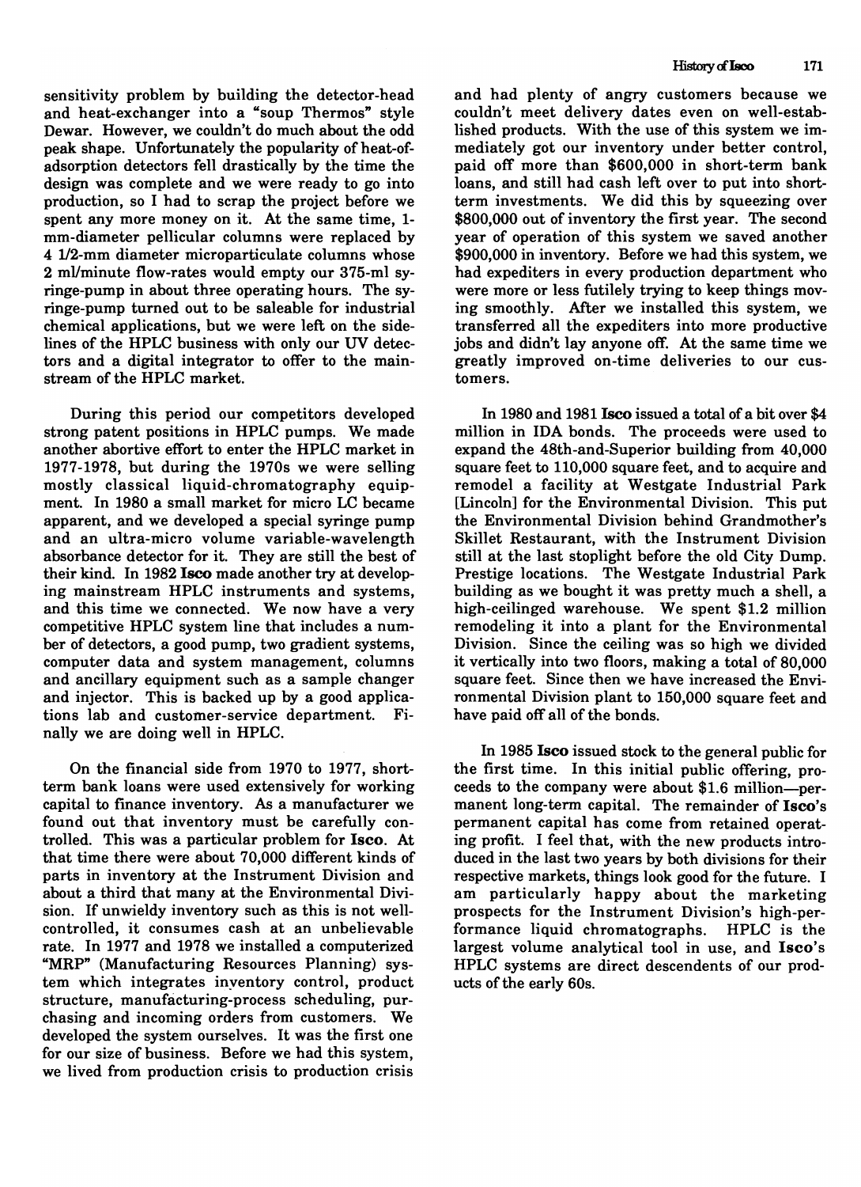sensitivity problem by building the detector-head and heat-exchanger into a "soup Thermos" style Dewar. However, we couldn't do much about the odd peak shape. Unfortunately the popularity of heat-of-adsorption detectors fell drastically by the time the design was complete and we were ready to go into production, so I had to scrap the project before we spent any more money on it. At the same time, 1-mm-diameter pellicular columns were replaced by 4 1/2-mm diameter microparticulate columns whose 2 ml/minute flow-rates would empty our 375-ml syringe-pump in about three operating hours. The syringe-pump turned out to be saleable for industrial chemical applications, but we were left on the sidelines of the HPLC business with only our UV detectors and a digital integrator to offer to the mainstream of the HPLC market.

During this period our competitors developed strong patent positions in HPLC pumps. We made another abortive effort to enter the HPLC market in 1977-1978, but during the 1970s we were selling mostly classical liquid-chromatography equipment. In 1980 a small market for micro LC became apparent, and we developed a special syringe pump and an ultra-micro volume variable-wavelength absorbance detector for it. They are still the best of their kind. In 1982 **Isco** made another try at developing mainstream HPLC instruments and systems, and this time we connected. We now have a very competitive HPLC system line that includes a number of detectors, a good pump, two gradient systems, computer data and system management, columns and ancillary equipment such as a sample changer and injector. This is backed up by a good applications lab and customer-service department. Finally we are doing well in HPLC.

On the financial side from 1970 to 1977, short-term bank loans were used extensively for working capital to finance inventory. As a manufacturer we found out that inventory must be carefully controlled. This was a particular problem for **Isco**. At that time there were about 70,000 different kinds of parts in inventory at the Instrument Division and about a third that many at the Environmental Division. If unwieldy inventory such as this is not well-controlled, it consumes cash at an unbelievable rate. In 1977 and 1978 we installed a computerized "MRP" (Manufacturing Resources Planning) system which integrates inventory control, product structure, manufacturing-process scheduling, purchasing and incoming orders from customers. We developed the system ourselves. It was the first one for our size of business. Before we had this system, we lived from production crisis to production crisis and had plenty of angry customers because we couldn't meet delivery dates even on well-established products. With the use of this system we immediately got our inventory under better control, paid off more than $600,000 in short-term bank loans, and still had cash left over to put into short-term investments. We did this by squeezing over $800,000 out of inventory the first year. The second year of operation of this system we saved another $900,000 in inventory. Before we had this system, we had expediters in every production department who were more or less futilely trying to keep things moving smoothly. After we installed this system, we transferred all the expediters into more productive jobs and didn't lay anyone off. At the same time we greatly improved on-time deliveries to our customers.

In 1980 and 1981 **Isco** issued a total of a bit over $4 million in IDA bonds. The proceeds were used to expand the 48th-and-Superior building from 40,000 square feet to 110,000 square feet, and to acquire and remodel a facility at Westgate Industrial Park [Lincoln] for the Environmental Division. This put the Environmental Division behind Grandmother's Skillet Restaurant, with the Instrument Division still at the last stoplight before the old City Dump. Prestige locations. The Westgate Industrial Park building as we bought it was pretty much a shell, a high-ceilinged warehouse. We spent $1.2 million remodeling it into a plant for the Environmental Division. Since the ceiling was so high we divided it vertically into two floors, making a total of 80,000 square feet. Since then we have increased the Environmental Division plant to 150,000 square feet and have paid off all of the bonds.

In 1985 **Isco** issued stock to the general public for the first time. In this initial public offering, proceeds to the company were about $1.6 million—permanent long-term capital. The remainder of **Isco**'s permanent capital has come from retained operating profit. I feel that, with the new products introduced in the last two years by both divisions for their respective markets, things look good for the future. I am particularly happy about the marketing prospects for the Instrument Division's high-performance liquid chromatographs. HPLC is the largest volume analytical tool in use, and **Isco**'s HPLC systems are direct descendents of our products of the early 60s.